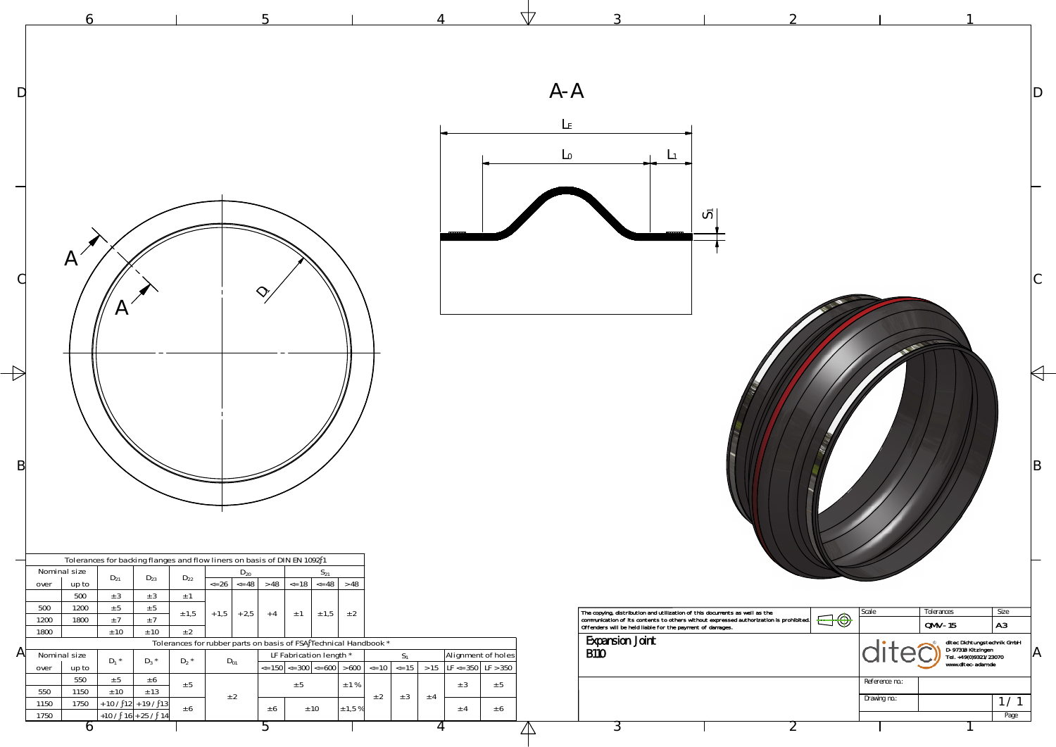# A-A

$L_F$

$L_0$ $L_1$

$S_1$

A

A

$D_i$

**Tolerances for backing flanges and flow liners on basis of DIN EN 1092-1**

| Nominal size over | Nominal size up to | $D_{21}$ | $D_{23}$ | $D_{22}$ | $D_{20}$ <=26 | $D_{20}$ <=48 | $D_{20}$ >48 | $S_{21}$ <=18 | $S_{21}$ <=48 | $S_{21}$ >48 |
|---|---|---|---|---|---|---|---|---|---|---|
| | 500 | ±3 | ±3 | ±1 | +1,5 | +2,5 | +4 | ±1 | ±1,5 | ±2 |
| 500 | 1200 | ±5 | ±5 | ±1,5 | | | | | | |
| 1200 | 1800 | ±7 | ±7 | | | | | | | |
| 1800 | | ±10 | ±10 | ±2 | | | | | | |

**Tolerances for rubber parts on basis of FSA-Technical Handbook \***

| Nominal size over | Nominal size up to | $D_1$ * | $D_3$ * | $D_2$ * | $D_{01}$ | LF Fabrication length * <=150 | <=300 | <=600 | >600 | $S_1$ <=10 | <=15 | >15 | Alignment of holes LF <=350 | LF >350 |
|---|---|---|---|---|---|---|---|---|---|---|---|---|---|---|
| | 550 | ±5 | ±6 | ±5 | ±2 | ±5 | | | ±1 % | ±2 | ±3 | ±4 | ±3 | ±5 |
| 550 | 1150 | ±10 | ±13 | | | | | | | | | | | |
| 1150 | 1750 | +10 / -12 | +19 / -13 | ±6 | | ±6 | ±10 | | ±1,5 % | | | | ±4 | ±6 |
| 1750 | | +10 / -16 | +25 / -14 | | | | | | | | | | | |

The copying, distribution and utilization of this documents as well as the communication of its contents to others without expressed authorization is prohibited. Offenders will be held liable for the payment of damages.

| Scale | Tolerances | Size |
|---|---|---|
| | QMV-15 | A3 |

**Expansion Joint**
**B110**

ditec Dichtungstechnik GmbH
D-97318 Kitzingen
Tel. +49(0)9321/23070
www.ditec-adam.de

Reference no.:

Drawing no.:

1 / 1
Page